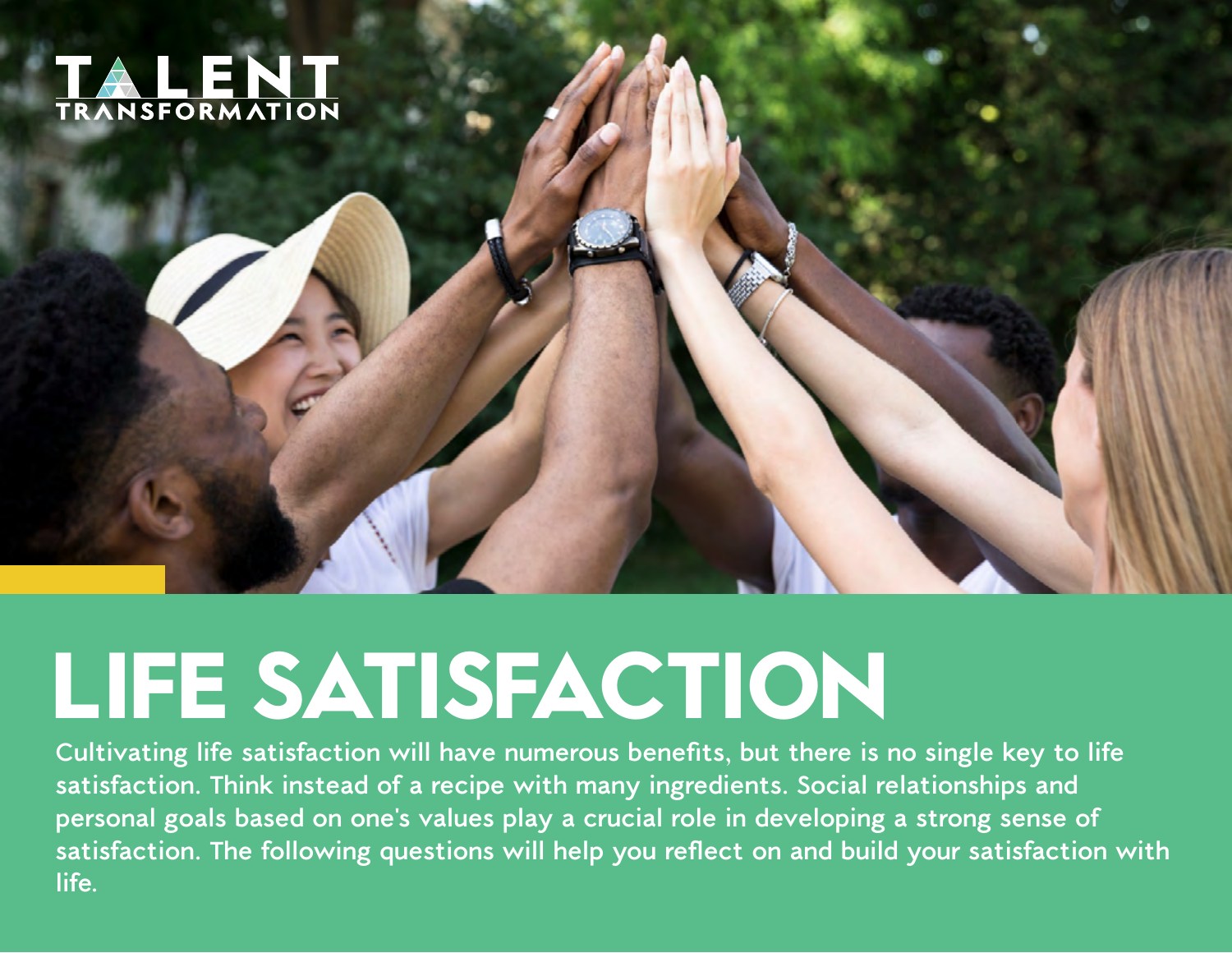TALENT TRANSFORMATION

# LIFE SATISFACTION

Cultivating life satisfaction will have numerous benefits, but there is no single key to life satisfaction. Think instead of a recipe with many ingredients. Social relationships and personal goals based on one's values play a crucial role in developing a strong sense of satisfaction. The following questions will help you reflect on and build your satisfaction with life.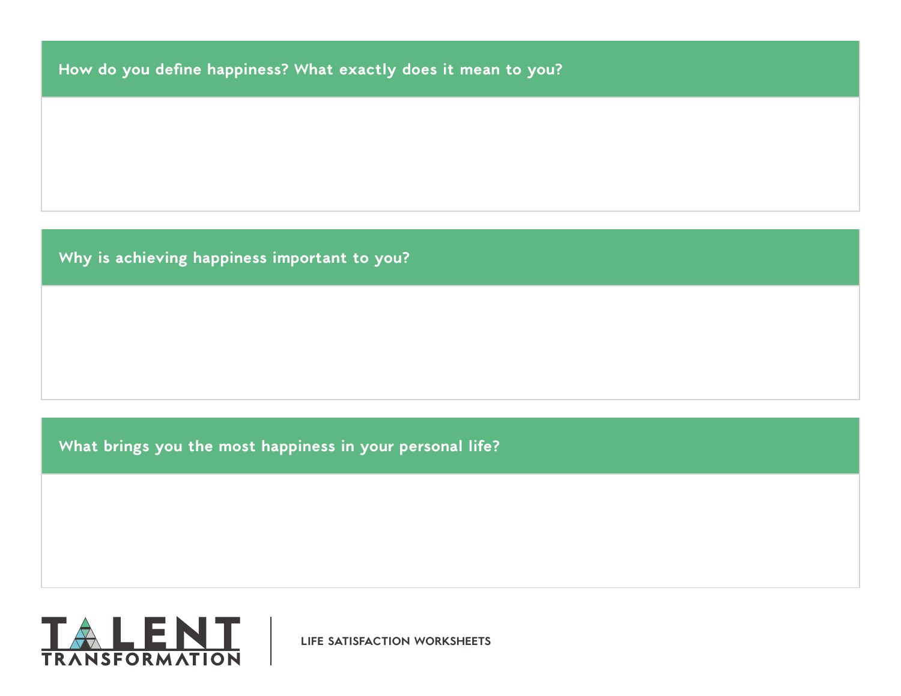**How do you define happiness? What exactly does it mean to you?**

**Why is achieving happiness important to you?**

**What brings you the most happiness in your personal life?**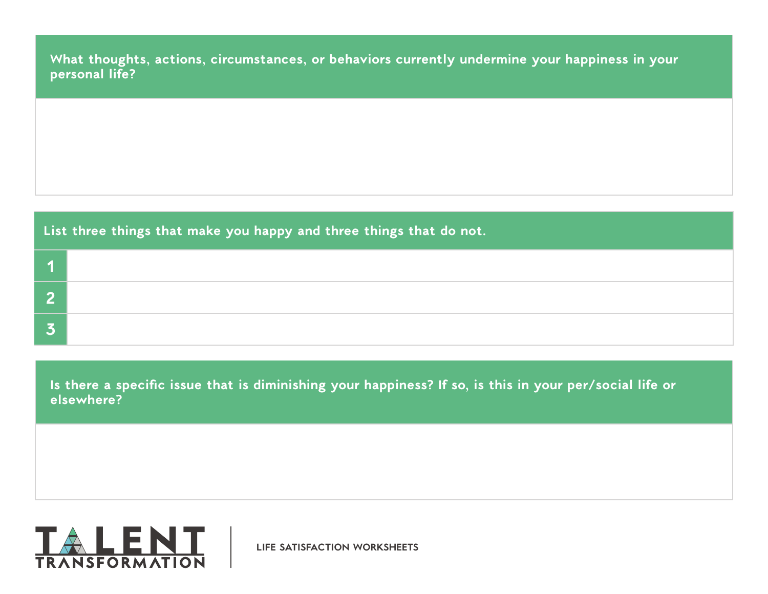**What thoughts, actions, circumstances, or behaviors currently undermine your happiness in your personal life?**

&nbsp;

**List three things that make you happy and three things that do not.**

| | |
|---|---|
| 1 | |
| 2 | |
| 3 | |

**Is there a specific issue that is diminishing your happiness? If so, is this in your per/social life or elsewhere?**

&nbsp;

TALENT TRANSFORMATION | LIFE SATISFACTION WORKSHEETS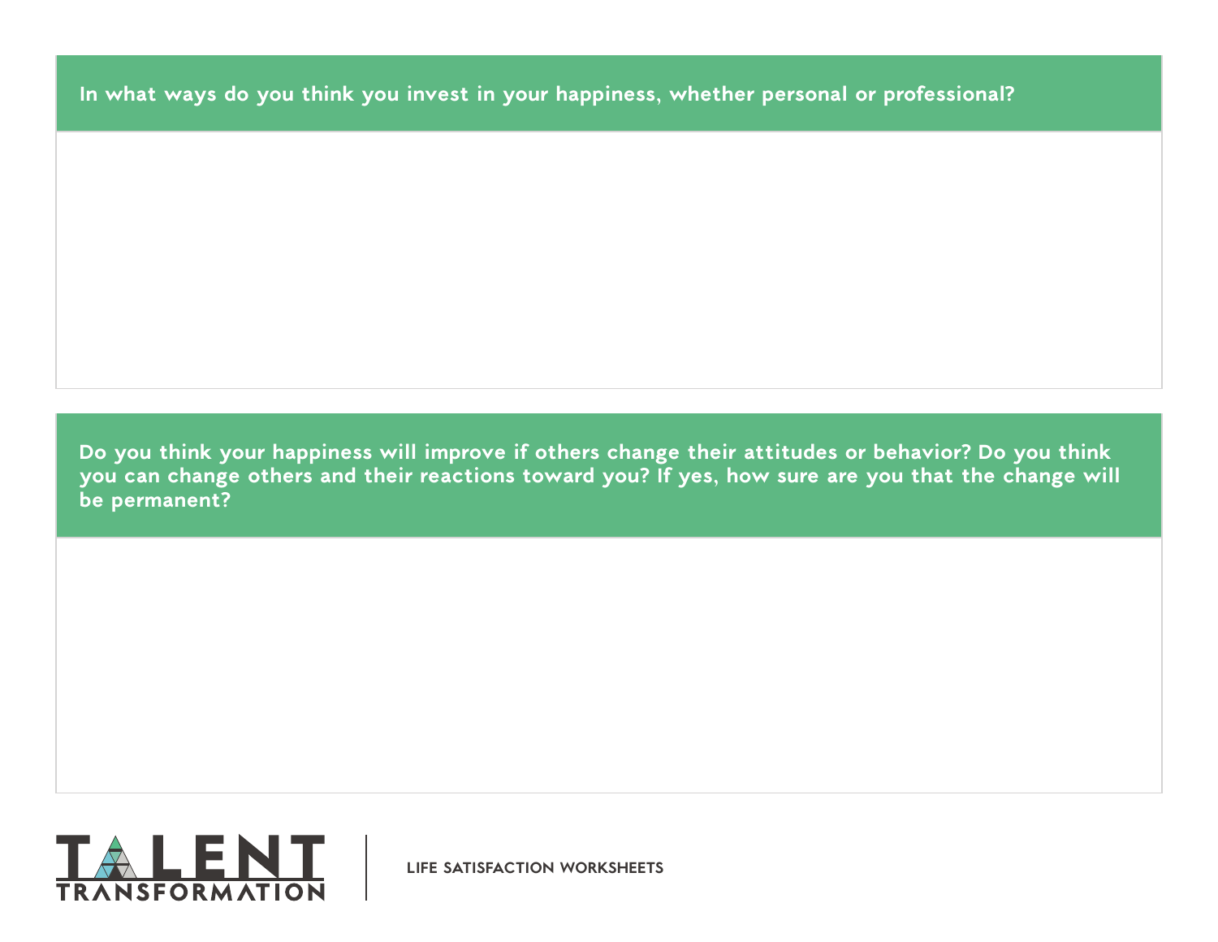**In what ways do you think you invest in your happiness, whether personal or professional?**

**Do you think your happiness will improve if others change their attitudes or behavior? Do you think you can change others and their reactions toward you? If yes, how sure are you that the change will be permanent?**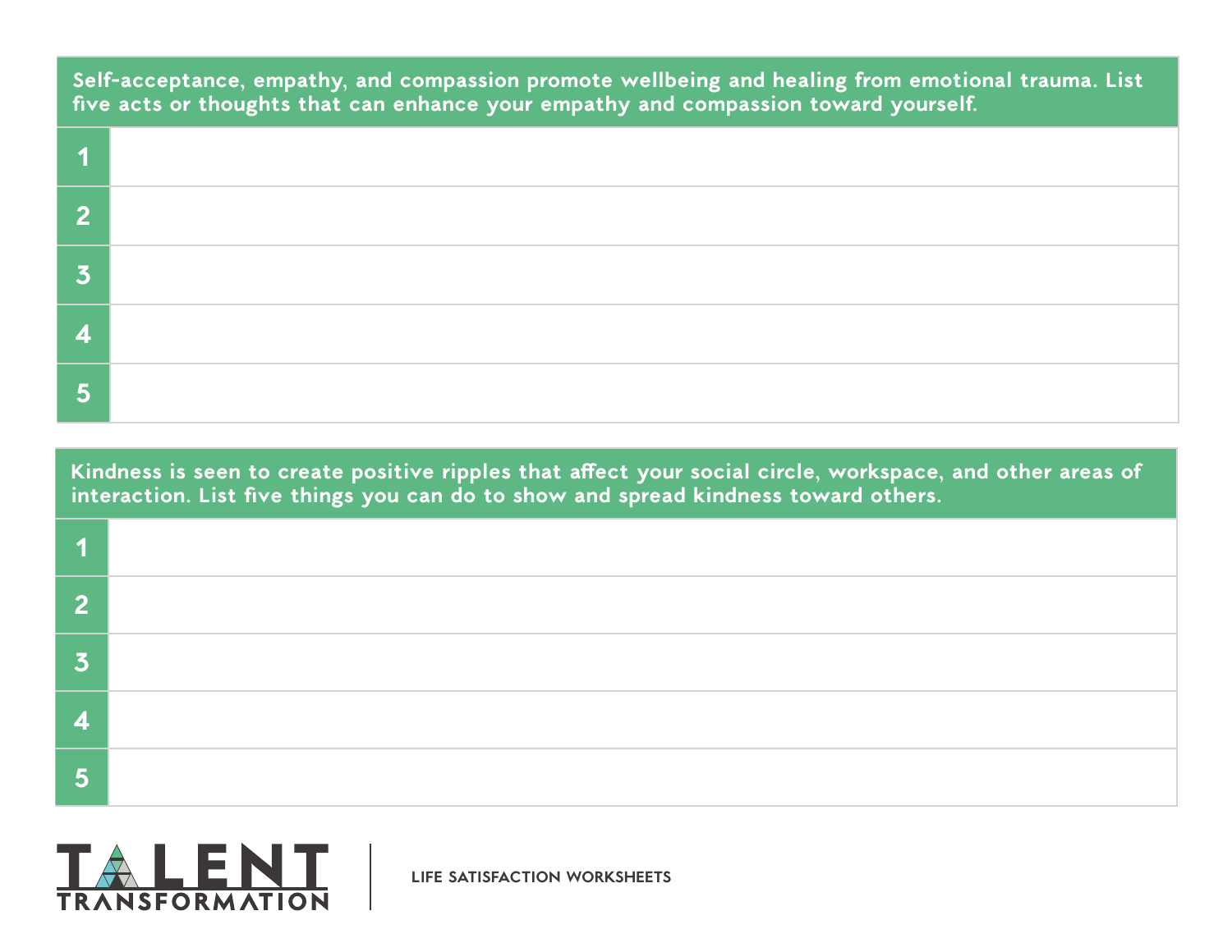| Self-acceptance, empathy, and compassion promote wellbeing and healing from emotional trauma. List five acts or thoughts that can enhance your empathy and compassion toward yourself. | |
|---|---|
| 1 | |
| 2 | |
| 3 | |
| 4 | |
| 5 | |

| Kindness is seen to create positive ripples that affect your social circle, workspace, and other areas of interaction. List five things you can do to show and spread kindness toward others. | |
|---|---|
| 1 | |
| 2 | |
| 3 | |
| 4 | |
| 5 | |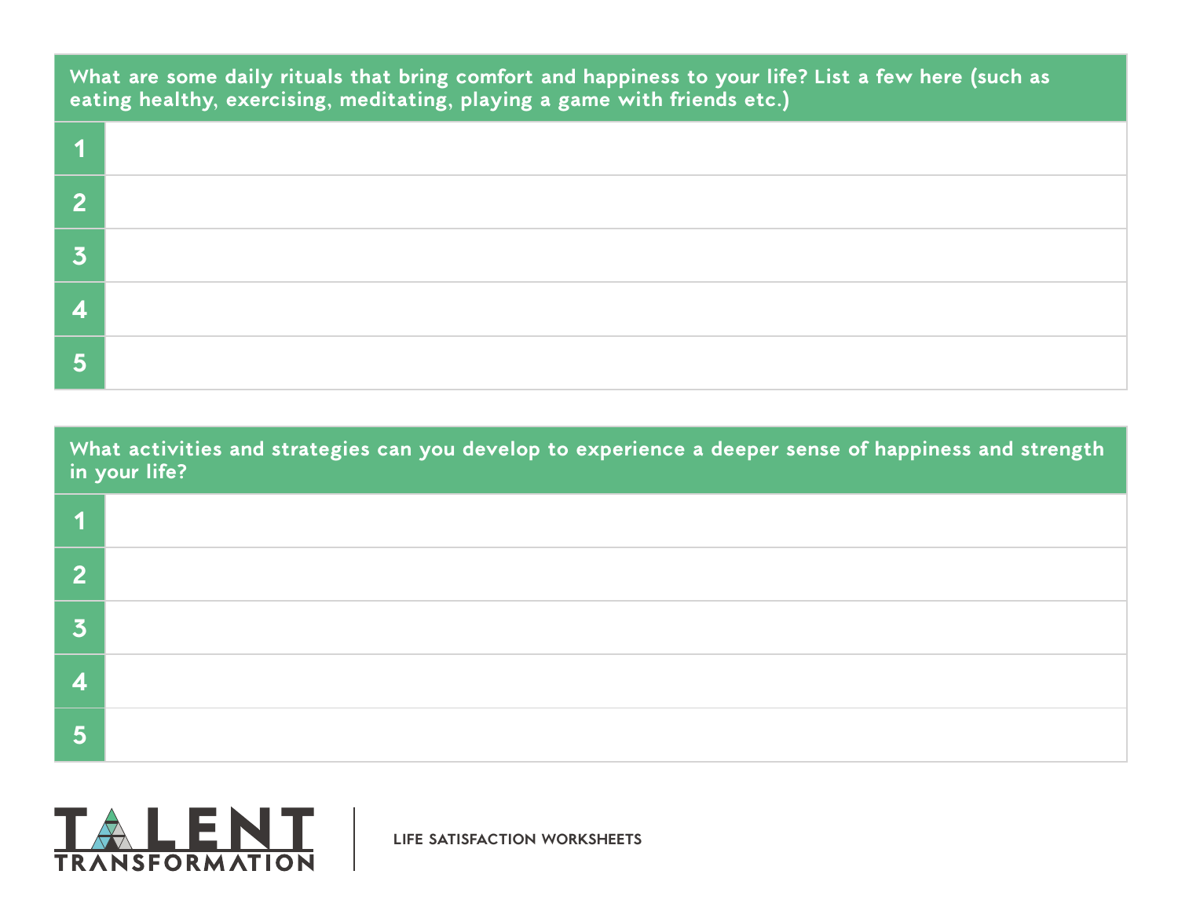| What are some daily rituals that bring comfort and happiness to your life? List a few here (such as eating healthy, exercising, meditating, playing a game with friends etc.) | |
|---|---|
| 1 | |
| 2 | |
| 3 | |
| 4 | |
| 5 | |

| What activities and strategies can you develop to experience a deeper sense of happiness and strength in your life? | |
|---|---|
| 1 | |
| 2 | |
| 3 | |
| 4 | |
| 5 | |

TALENT TRANSFORMATION | LIFE SATISFACTION WORKSHEETS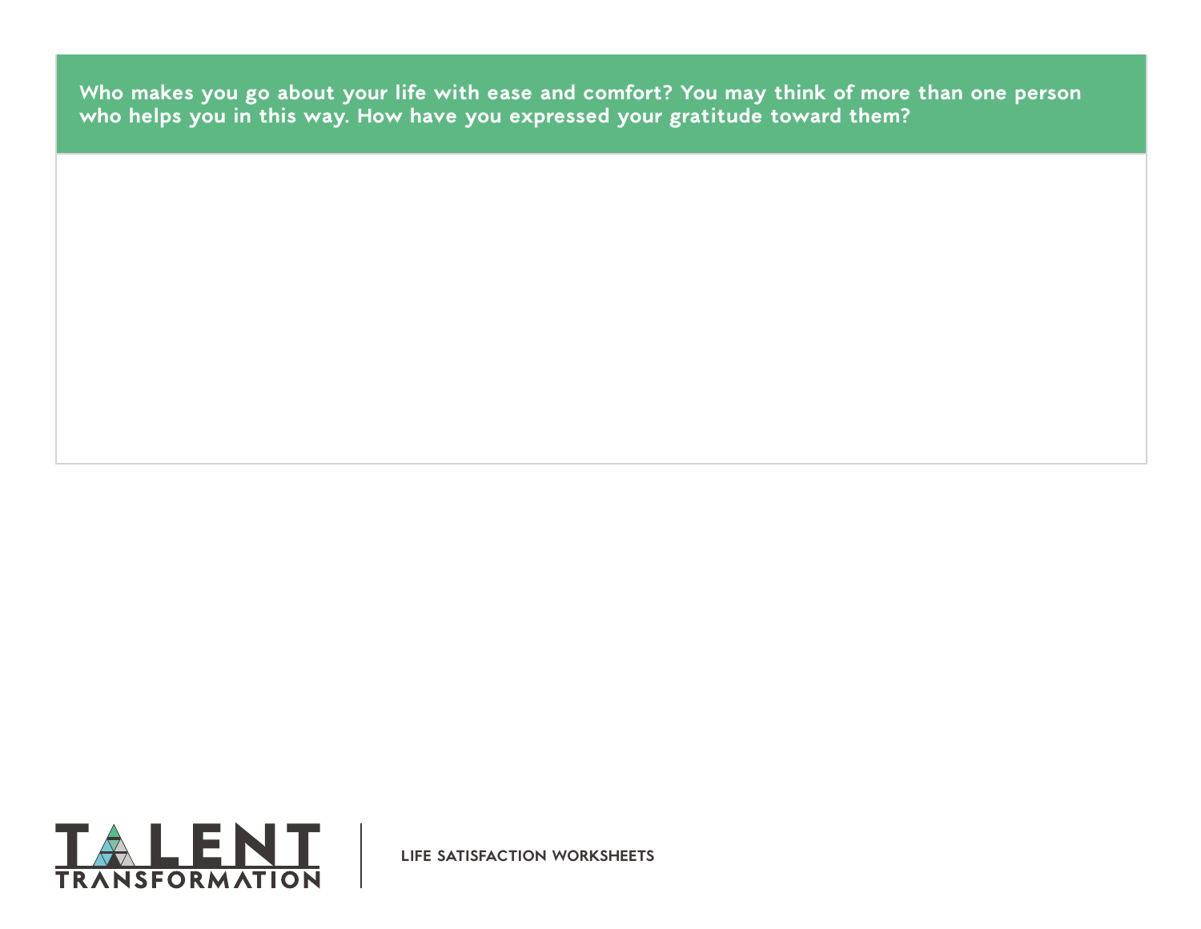**Who makes you go about your life with ease and comfort? You may think of more than one person who helps you in this way. How have you expressed your gratitude toward them?**